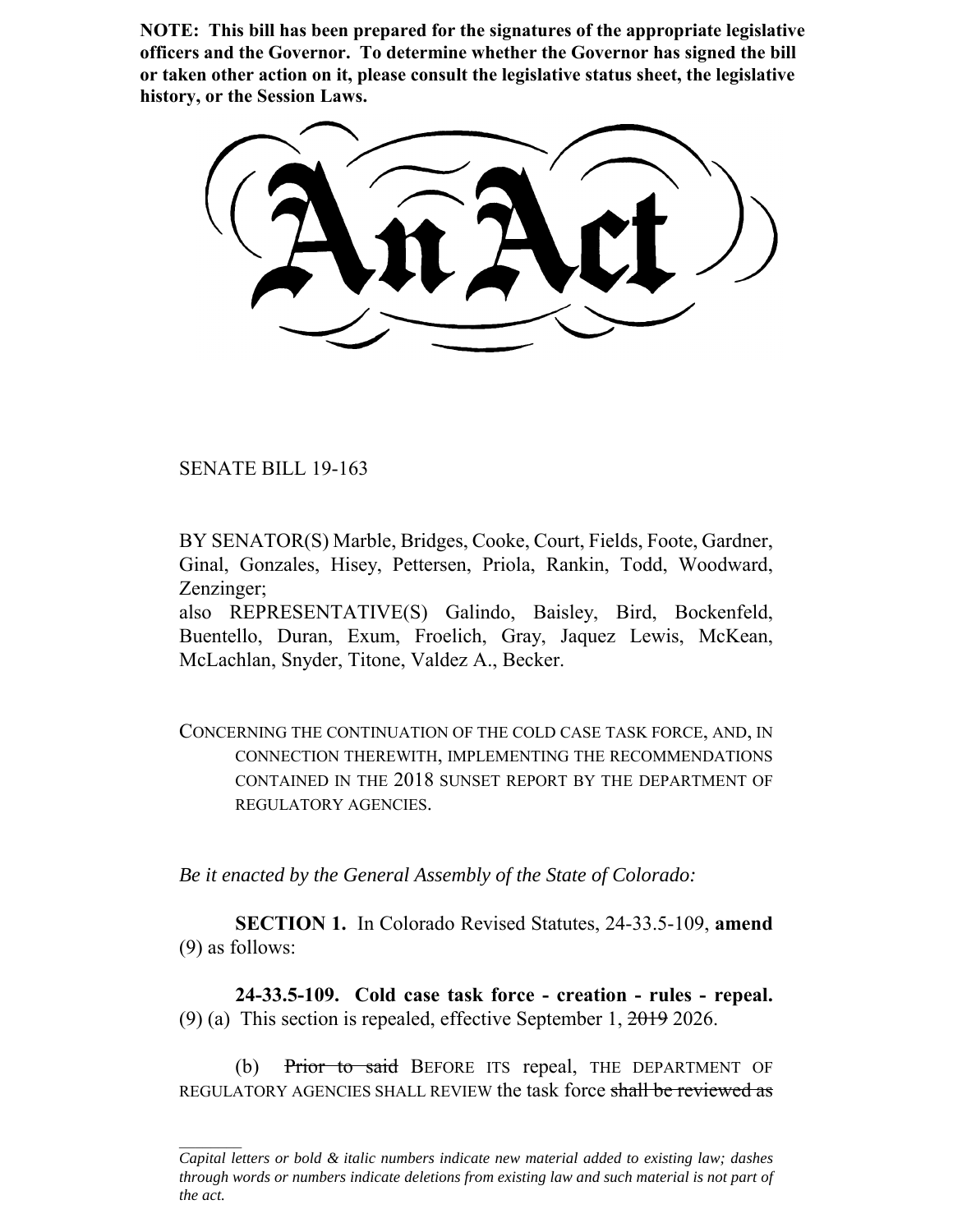**NOTE: This bill has been prepared for the signatures of the appropriate legislative officers and the Governor. To determine whether the Governor has signed the bill or taken other action on it, please consult the legislative status sheet, the legislative history, or the Session Laws.**

# An Act

SENATE BILL 19-163

BY SENATOR(S) Marble, Bridges, Cooke, Court, Fields, Foote, Gardner, Ginal, Gonzales, Hisey, Pettersen, Priola, Rankin, Todd, Woodward, Zenzinger;
also REPRESENTATIVE(S) Galindo, Baisley, Bird, Bockenfeld, Buentello, Duran, Exum, Froelich, Gray, Jaquez Lewis, McKean, McLachlan, Snyder, Titone, Valdez A., Becker.

CONCERNING THE CONTINUATION OF THE COLD CASE TASK FORCE, AND, IN CONNECTION THEREWITH, IMPLEMENTING THE RECOMMENDATIONS CONTAINED IN THE 2018 SUNSET REPORT BY THE DEPARTMENT OF REGULATORY AGENCIES.

*Be it enacted by the General Assembly of the State of Colorado:*

**SECTION 1.** In Colorado Revised Statutes, 24-33.5-109, **amend** (9) as follows:

**24-33.5-109. Cold case task force - creation - rules - repeal.** (9) (a) This section is repealed, effective September 1, ~~2019~~ 2026.

(b) ~~Prior to said~~ BEFORE ITS repeal, THE DEPARTMENT OF REGULATORY AGENCIES SHALL REVIEW the task force ~~shall be reviewed as~~

*Capital letters or bold & italic numbers indicate new material added to existing law; dashes through words or numbers indicate deletions from existing law and such material is not part of the act.*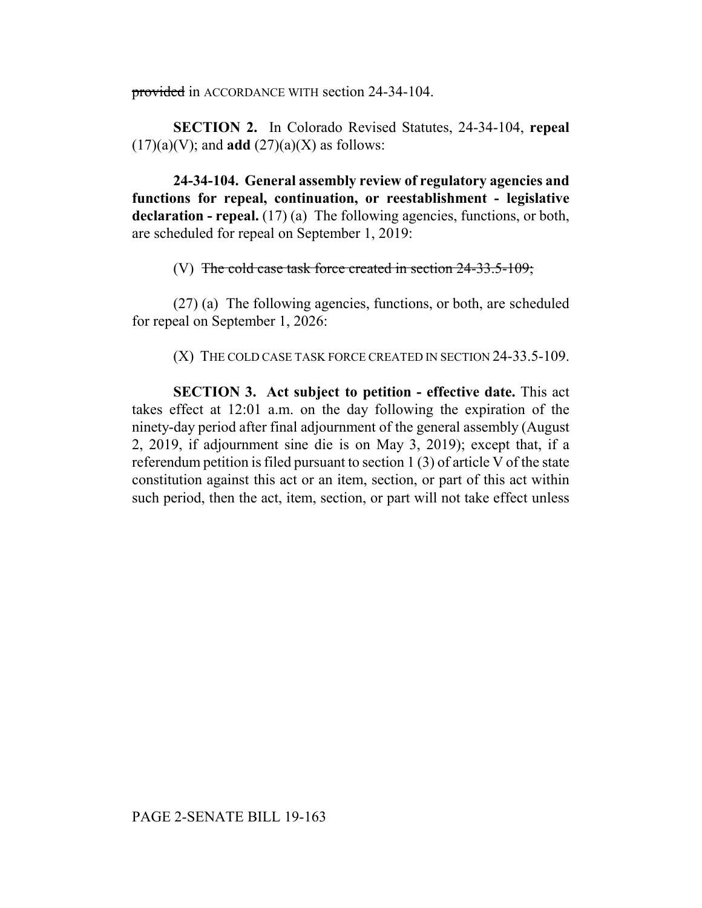~~provided~~ in ACCORDANCE WITH section 24-34-104.

**SECTION 2.** In Colorado Revised Statutes, 24-34-104, **repeal** (17)(a)(V); and **add** (27)(a)(X) as follows:

**24-34-104. General assembly review of regulatory agencies and functions for repeal, continuation, or reestablishment - legislative declaration - repeal.** (17) (a) The following agencies, functions, or both, are scheduled for repeal on September 1, 2019:

(V) ~~The cold case task force created in section 24-33.5-109;~~

(27) (a) The following agencies, functions, or both, are scheduled for repeal on September 1, 2026:

(X) THE COLD CASE TASK FORCE CREATED IN SECTION 24-33.5-109.

**SECTION 3. Act subject to petition - effective date.** This act takes effect at 12:01 a.m. on the day following the expiration of the ninety-day period after final adjournment of the general assembly (August 2, 2019, if adjournment sine die is on May 3, 2019); except that, if a referendum petition is filed pursuant to section 1 (3) of article V of the state constitution against this act or an item, section, or part of this act within such period, then the act, item, section, or part will not take effect unless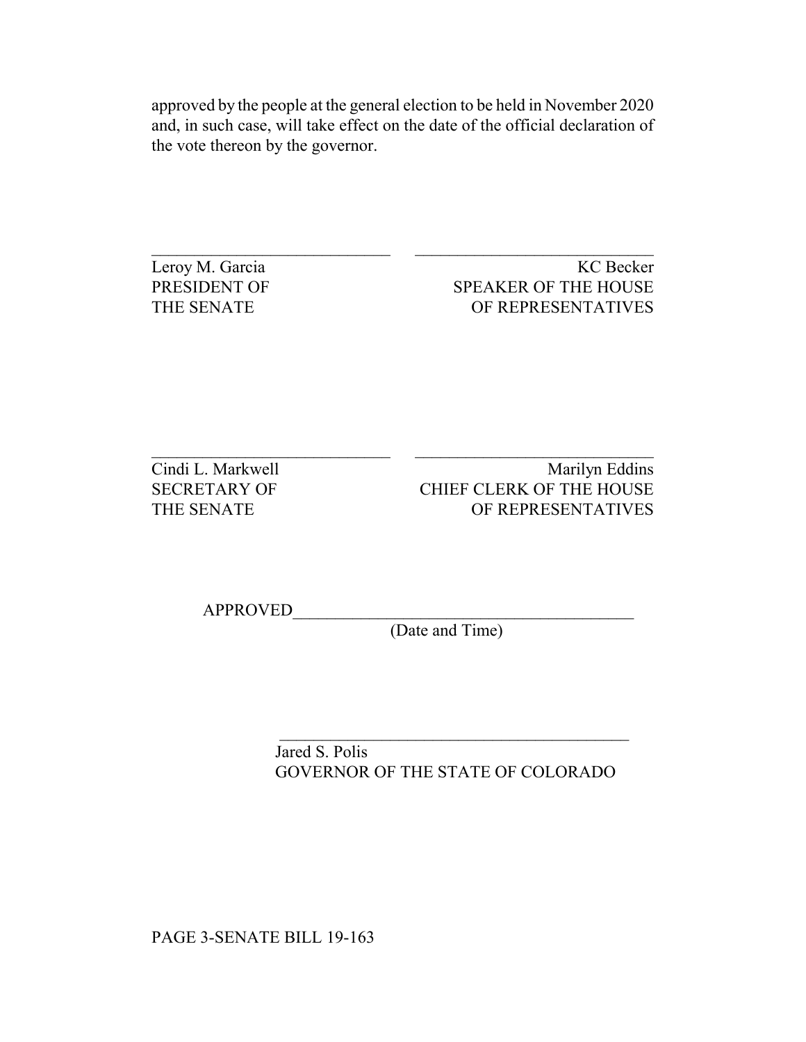approved by the people at the general election to be held in November 2020 and, in such case, will take effect on the date of the official declaration of the vote thereon by the governor.

| | |
|---|---|
| ____________________________ | ____________________________ |
| Leroy M. Garcia | KC Becker |
| PRESIDENT OF THE SENATE | SPEAKER OF THE HOUSE OF REPRESENTATIVES |
| ____________________________ | ____________________________ |
| Cindi L. Markwell | Marilyn Eddins |
| SECRETARY OF THE SENATE | CHIEF CLERK OF THE HOUSE OF REPRESENTATIVES |

APPROVED________________________________________
(Date and Time)

_________________________________________
Jared S. Polis
GOVERNOR OF THE STATE OF COLORADO

PAGE 3-SENATE BILL 19-163